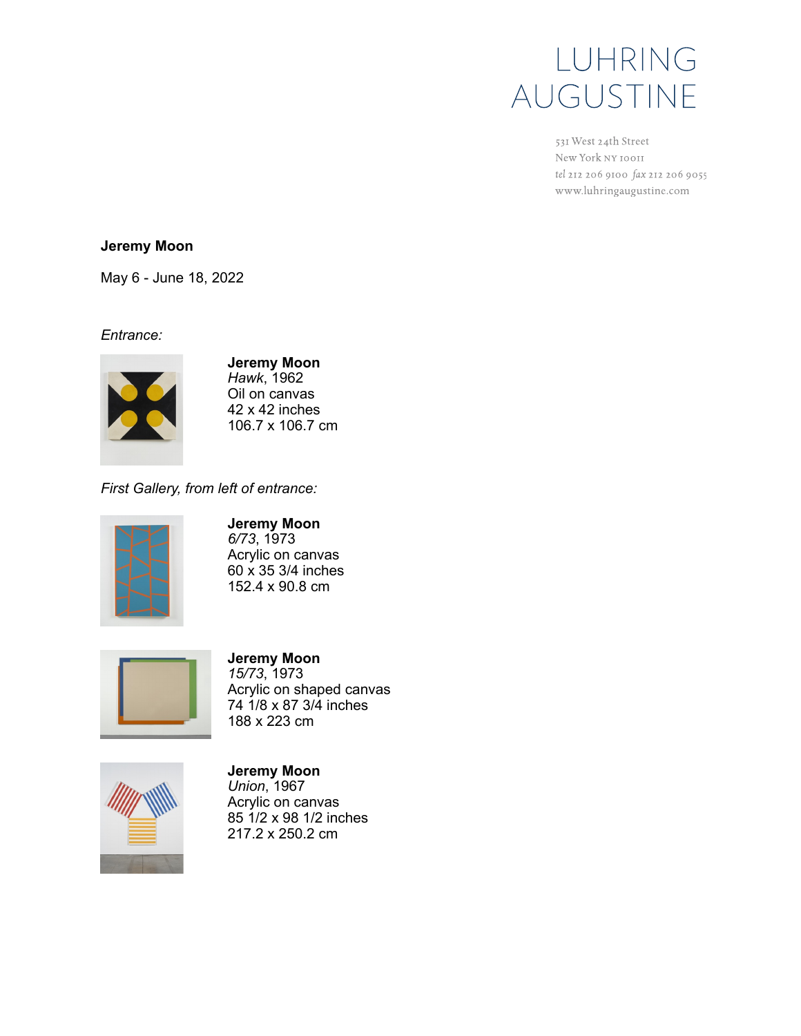LUHRING AUGUSTINE

531 West 24th Street
New York NY 10011
*tel* 212 206 9100 *fax* 212 206 9055
www.luhringaugustine.com

**Jeremy Moon**

May 6 - June 18, 2022

*Entrance:*

**Jeremy Moon**
*Hawk*, 1962
Oil on canvas
42 x 42 inches
106.7 x 106.7 cm

*First Gallery, from left of entrance:*

**Jeremy Moon**
*6/73*, 1973
Acrylic on canvas
60 x 35 3/4 inches
152.4 x 90.8 cm

**Jeremy Moon**
*15/73*, 1973
Acrylic on shaped canvas
74 1/8 x 87 3/4 inches
188 x 223 cm

**Jeremy Moon**
*Union*, 1967
Acrylic on canvas
85 1/2 x 98 1/2 inches
217.2 x 250.2 cm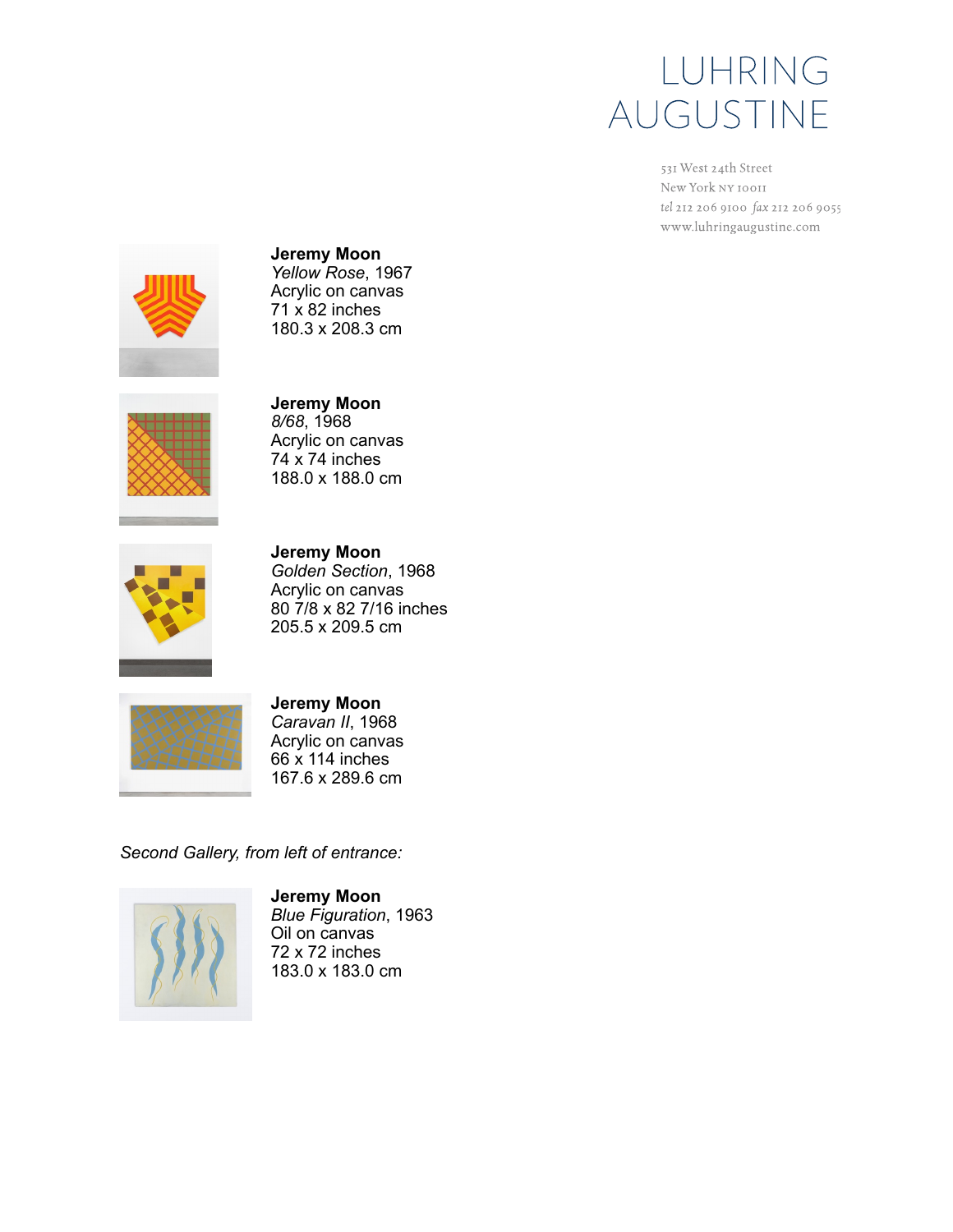LUHRING AUGUSTINE

531 West 24th Street
New York NY 10011
tel 212 206 9100 fax 212 206 9055
www.luhringaugustine.com

**Jeremy Moon**
*Yellow Rose*, 1967
Acrylic on canvas
71 x 82 inches
180.3 x 208.3 cm

**Jeremy Moon**
*8/68*, 1968
Acrylic on canvas
74 x 74 inches
188.0 x 188.0 cm

**Jeremy Moon**
*Golden Section*, 1968
Acrylic on canvas
80 7/8 x 82 7/16 inches
205.5 x 209.5 cm

**Jeremy Moon**
*Caravan II*, 1968
Acrylic on canvas
66 x 114 inches
167.6 x 289.6 cm

*Second Gallery, from left of entrance:*

**Jeremy Moon**
*Blue Figuration*, 1963
Oil on canvas
72 x 72 inches
183.0 x 183.0 cm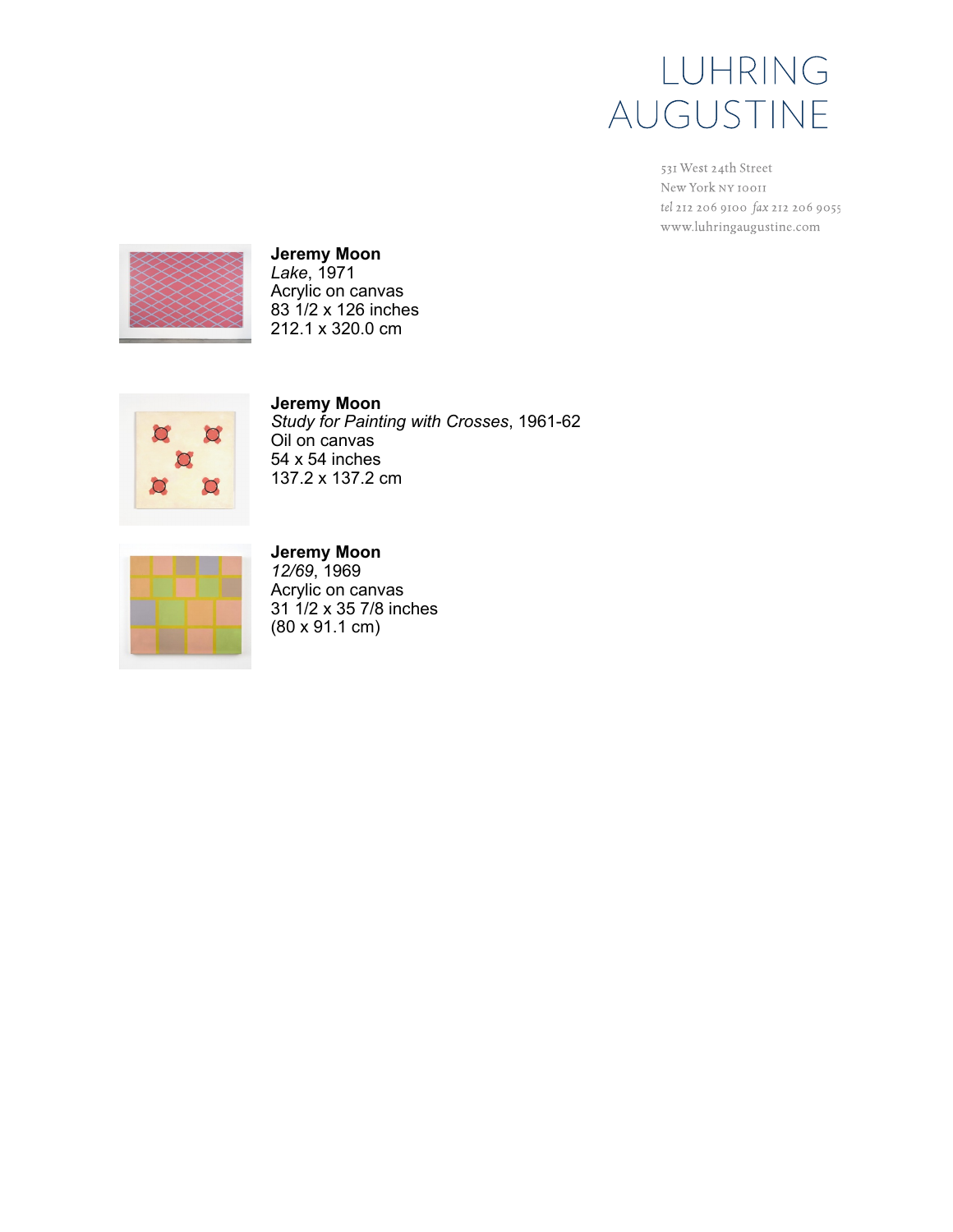# LUHRING AUGUSTINE

531 West 24th Street
New York NY 10011
tel 212 206 9100 fax 212 206 9055
www.luhringaugustine.com

**Jeremy Moon**
*Lake*, 1971
Acrylic on canvas
83 1/2 x 126 inches
212.1 x 320.0 cm

**Jeremy Moon**
*Study for Painting with Crosses*, 1961-62
Oil on canvas
54 x 54 inches
137.2 x 137.2 cm

**Jeremy Moon**
*12/69*, 1969
Acrylic on canvas
31 1/2 x 35 7/8 inches
(80 x 91.1 cm)